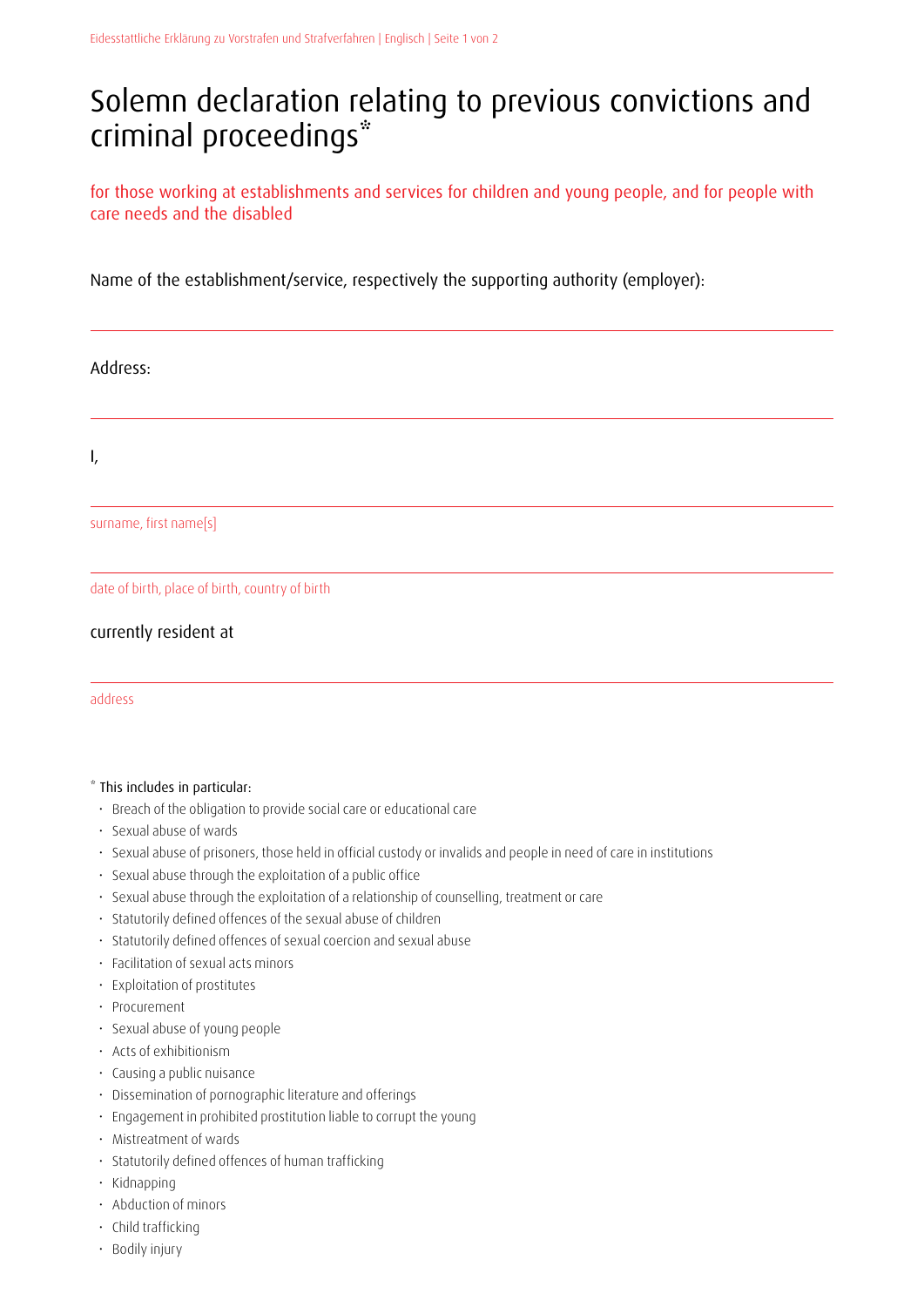# Solemn declaration relating to previous convictions and criminal proceedings*

for those working at establishments and services for children and young people, and for people with care needs and the disabled

Name of the establishment/service, respectively the supporting authority (employer):

---

Address:

---

I,

---

surname, first name[s]

---

date of birth, place of birth, country of birth

currently resident at

---

address

\* This includes in particular:

- Breach of the obligation to provide social care or educational care
- Sexual abuse of wards
- Sexual abuse of prisoners, those held in official custody or invalids and people in need of care in institutions
- Sexual abuse through the exploitation of a public office
- Sexual abuse through the exploitation of a relationship of counselling, treatment or care
- Statutorily defined offences of the sexual abuse of children
- Statutorily defined offences of sexual coercion and sexual abuse
- Facilitation of sexual acts minors
- Exploitation of prostitutes
- Procurement
- Sexual abuse of young people
- Acts of exhibitionism
- Causing a public nuisance
- Dissemination of pornographic literature and offerings
- Engagement in prohibited prostitution liable to corrupt the young
- Mistreatment of wards
- Statutorily defined offences of human trafficking
- Kidnapping
- Abduction of minors
- Child trafficking
- Bodily injury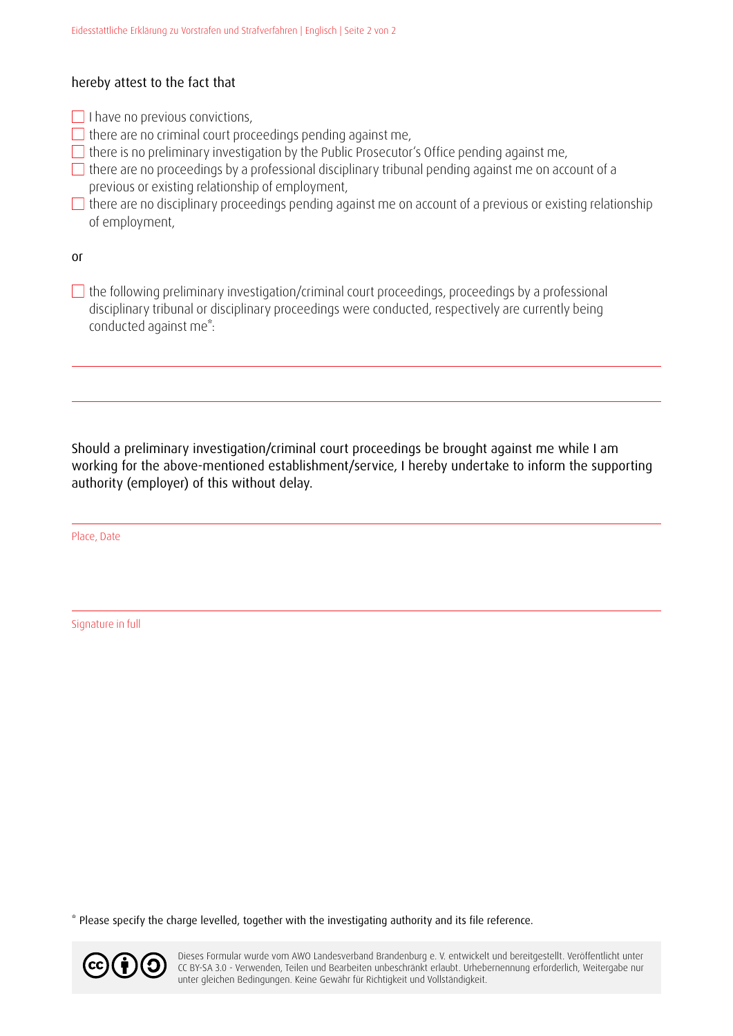hereby attest to the fact that

- ☐ I have no previous convictions,
- ☐ there are no criminal court proceedings pending against me,
- ☐ there is no preliminary investigation by the Public Prosecutor's Office pending against me,
- ☐ there are no proceedings by a professional disciplinary tribunal pending against me on account of a previous or existing relationship of employment,
- ☐ there are no disciplinary proceedings pending against me on account of a previous or existing relationship of employment,

or

- ☐ the following preliminary investigation/criminal court proceedings, proceedings by a professional disciplinary tribunal or disciplinary proceedings were conducted, respectively are currently being conducted against me*:

\_\_\_\_\_\_\_\_\_\_\_\_\_\_\_\_\_\_\_\_\_\_\_\_\_\_\_\_\_\_\_\_\_\_\_\_\_\_\_\_\_\_\_\_\_\_\_\_\_\_\_\_\_\_\_\_\_\_\_\_\_\_\_\_\_\_

\_\_\_\_\_\_\_\_\_\_\_\_\_\_\_\_\_\_\_\_\_\_\_\_\_\_\_\_\_\_\_\_\_\_\_\_\_\_\_\_\_\_\_\_\_\_\_\_\_\_\_\_\_\_\_\_\_\_\_\_\_\_\_\_\_\_

Should a preliminary investigation/criminal court proceedings be brought against me while I am working for the above-mentioned establishment/service, I hereby undertake to inform the supporting authority (employer) of this without delay.

\_\_\_\_\_\_\_\_\_\_\_\_\_\_\_\_\_\_\_\_\_\_\_\_\_\_\_\_\_\_\_\_\_\_\_\_\_\_\_\_\_\_\_\_\_\_\_\_\_\_\_\_\_\_\_\_\_\_\_\_\_\_\_\_\_\_

Place, Date

\_\_\_\_\_\_\_\_\_\_\_\_\_\_\_\_\_\_\_\_\_\_\_\_\_\_\_\_\_\_\_\_\_\_\_\_\_\_\_\_\_\_\_\_\_\_\_\_\_\_\_\_\_\_\_\_\_\_\_\_\_\_\_\_\_\_

Signature in full

\* Please specify the charge levelled, together with the investigating authority and its file reference.

Dieses Formular wurde vom AWO Landesverband Brandenburg e. V. entwickelt und bereitgestellt. Veröffentlicht unter CC BY-SA 3.0 - Verwenden, Teilen und Bearbeiten unbeschränkt erlaubt. Urhebernennung erforderlich, Weitergabe nur unter gleichen Bedingungen. Keine Gewähr für Richtigkeit und Vollständigkeit.